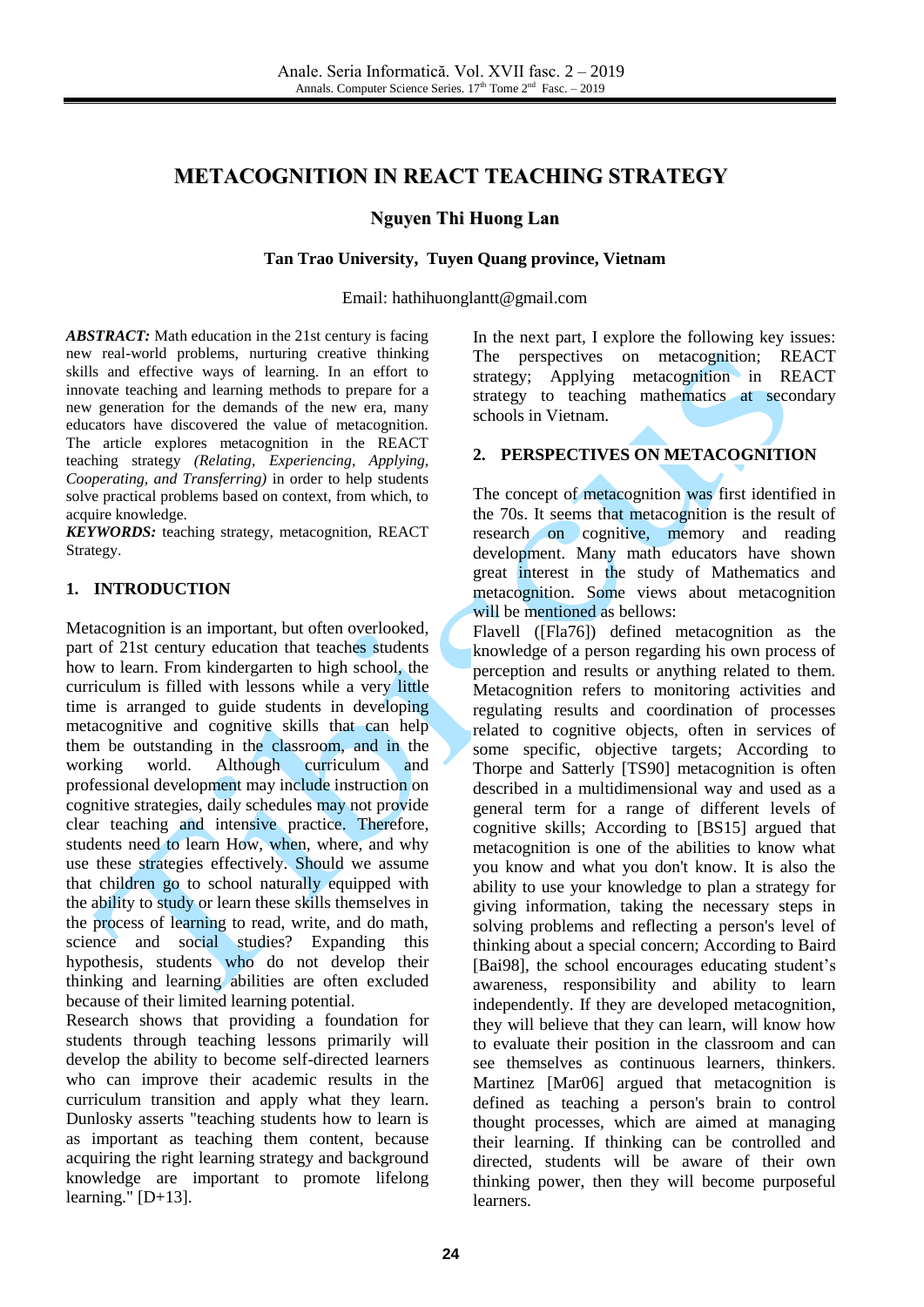#### METACOGNITION IN REACT TEACHING STRATEGY

**Nguyen Thi Huong Lan**

**Tan Trao University, Tuyen Quang province, Vietnam**

Email: hathihuonglantt@gmail.com

***ABSTRACT:*** Math education in the 21st century is facing new real-world problems, nurturing creative thinking skills and effective ways of learning. In an effort to innovate teaching and learning methods to prepare for a new generation for the demands of the new era, many educators have discovered the value of metacognition. The article explores metacognition in the REACT teaching strategy *(Relating, Experiencing, Applying, Cooperating, and Transferring)* in order to help students solve practical problems based on context, from which, to acquire knowledge.

***KEYWORDS:*** teaching strategy, metacognition, REACT Strategy.

## 1. INTRODUCTION

Metacognition is an important, but often overlooked, part of 21st century education that teaches students how to learn. From kindergarten to high school, the curriculum is filled with lessons while a very little time is arranged to guide students in developing metacognitive and cognitive skills that can help them be outstanding in the classroom, and in the working world. Although curriculum and professional development may include instruction on cognitive strategies, daily schedules may not provide clear teaching and intensive practice. Therefore, students need to learn How, when, where, and why use these strategies effectively. Should we assume that children go to school naturally equipped with the ability to study or learn these skills themselves in the process of learning to read, write, and do math, science and social studies? Expanding this hypothesis, students who do not develop their thinking and learning abilities are often excluded because of their limited learning potential.

Research shows that providing a foundation for students through teaching lessons primarily will develop the ability to become self-directed learners who can improve their academic results in the curriculum transition and apply what they learn. Dunlosky asserts "teaching students how to learn is as important as teaching them content, because acquiring the right learning strategy and background knowledge are important to promote lifelong learning." [D+13].

In the next part, I explore the following key issues: The perspectives on metacognition; REACT strategy; Applying metacognition in REACT strategy to teaching mathematics at secondary schools in Vietnam.

## 2. PERSPECTIVES ON METACOGNITION

The concept of metacognition was first identified in the 70s. It seems that metacognition is the result of research on cognitive, memory and reading development. Many math educators have shown great interest in the study of Mathematics and metacognition. Some views about metacognition will be mentioned as bellows:

Flavell ([Fla76]) defined metacognition as the knowledge of a person regarding his own process of perception and results or anything related to them. Metacognition refers to monitoring activities and regulating results and coordination of processes related to cognitive objects, often in services of some specific, objective targets; According to Thorpe and Satterly [TS90] metacognition is often described in a multidimensional way and used as a general term for a range of different levels of cognitive skills; According to [BS15] argued that metacognition is one of the abilities to know what you know and what you don't know. It is also the ability to use your knowledge to plan a strategy for giving information, taking the necessary steps in solving problems and reflecting a person's level of thinking about a special concern; According to Baird [Bai98], the school encourages educating student's awareness, responsibility and ability to learn independently. If they are developed metacognition, they will believe that they can learn, will know how to evaluate their position in the classroom and can see themselves as continuous learners, thinkers. Martinez [Mar06] argued that metacognition is defined as teaching a person's brain to control thought processes, which are aimed at managing their learning. If thinking can be controlled and directed, students will be aware of their own thinking power, then they will become purposeful learners.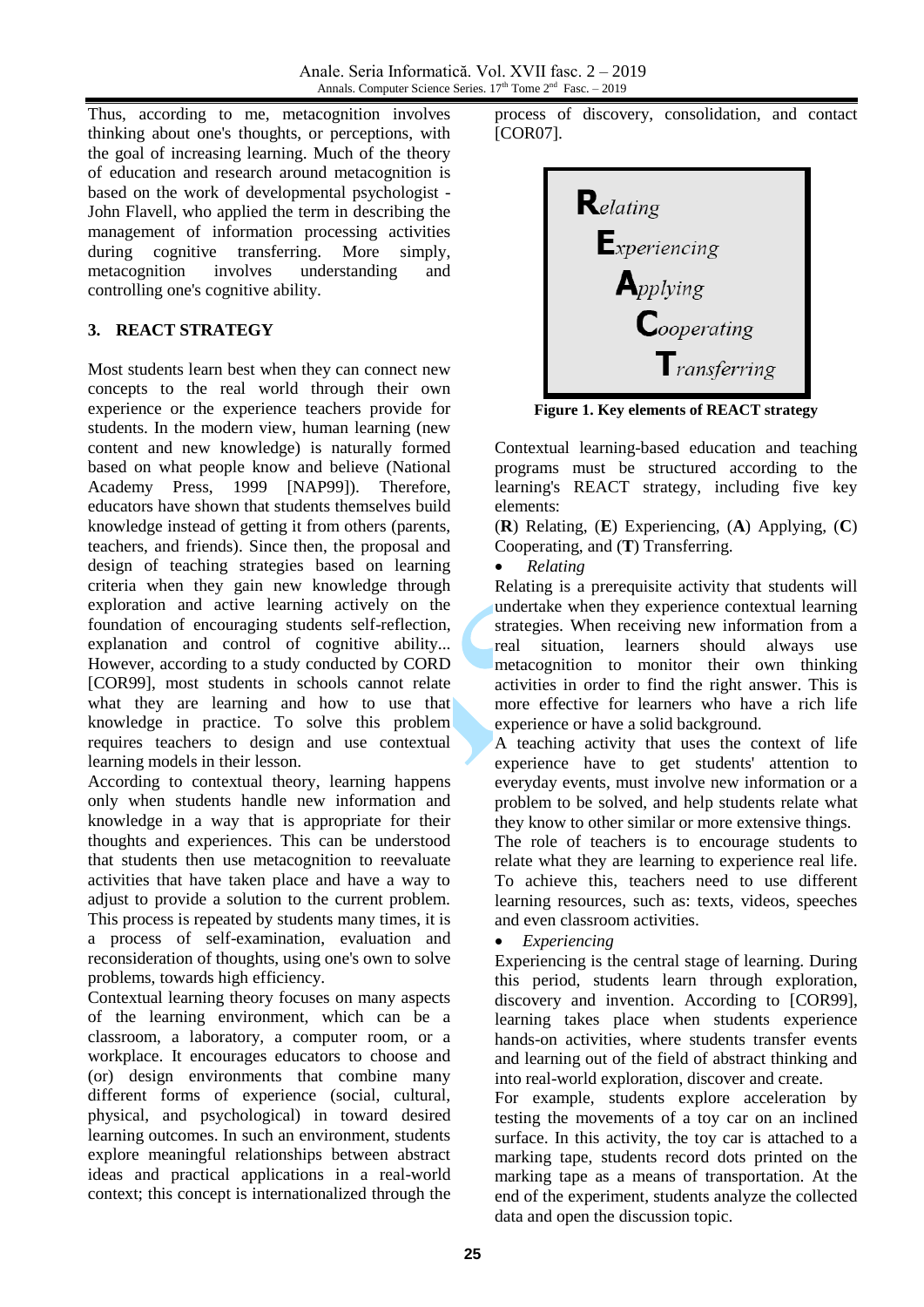Thus, according to me, metacognition involves thinking about one's thoughts, or perceptions, with the goal of increasing learning. Much of the theory of education and research around metacognition is based on the work of developmental psychologist - John Flavell, who applied the term in describing the management of information processing activities during cognitive transferring. More simply, metacognition involves understanding and controlling one's cognitive ability.

## 3. REACT STRATEGY

Most students learn best when they can connect new concepts to the real world through their own experience or the experience teachers provide for students. In the modern view, human learning (new content and new knowledge) is naturally formed based on what people know and believe (National Academy Press, 1999 [NAP99]). Therefore, educators have shown that students themselves build knowledge instead of getting it from others (parents, teachers, and friends). Since then, the proposal and design of teaching strategies based on learning criteria when they gain new knowledge through exploration and active learning actively on the foundation of encouraging students self-reflection, explanation and control of cognitive ability... However, according to a study conducted by CORD [COR99], most students in schools cannot relate what they are learning and how to use that knowledge in practice. To solve this problem requires teachers to design and use contextual learning models in their lesson.

According to contextual theory, learning happens only when students handle new information and knowledge in a way that is appropriate for their thoughts and experiences. This can be understood that students then use metacognition to reevaluate activities that have taken place and have a way to adjust to provide a solution to the current problem. This process is repeated by students many times, it is a process of self-examination, evaluation and reconsideration of thoughts, using one's own to solve problems, towards high efficiency.

Contextual learning theory focuses on many aspects of the learning environment, which can be a classroom, a laboratory, a computer room, or a workplace. It encourages educators to choose and (or) design environments that combine many different forms of experience (social, cultural, physical, and psychological) in toward desired learning outcomes. In such an environment, students explore meaningful relationships between abstract ideas and practical applications in a real-world context; this concept is internationalized through the process of discovery, consolidation, and contact [COR07].

**R**elating
**E**xperiencing
**A**pplying
**C**ooperating
**T**ransferring

**Figure 1. Key elements of REACT strategy**

Contextual learning-based education and teaching programs must be structured according to the learning's REACT strategy, including five key elements:

(**R**) Relating, (**E**) Experiencing, (**A**) Applying, (**C**) Cooperating, and (**T**) Transferring.

- *Relating*

Relating is a prerequisite activity that students will undertake when they experience contextual learning strategies. When receiving new information from a real situation, learners should always use metacognition to monitor their own thinking activities in order to find the right answer. This is more effective for learners who have a rich life experience or have a solid background.

A teaching activity that uses the context of life experience have to get students' attention to everyday events, must involve new information or a problem to be solved, and help students relate what they know to other similar or more extensive things.

The role of teachers is to encourage students to relate what they are learning to experience real life. To achieve this, teachers need to use different learning resources, such as: texts, videos, speeches and even classroom activities.

- *Experiencing*

Experiencing is the central stage of learning. During this period, students learn through exploration, discovery and invention. According to [COR99], learning takes place when students experience hands-on activities, where students transfer events and learning out of the field of abstract thinking and into real-world exploration, discover and create.

For example, students explore acceleration by testing the movements of a toy car on an inclined surface. In this activity, the toy car is attached to a marking tape, students record dots printed on the marking tape as a means of transportation. At the end of the experiment, students analyze the collected data and open the discussion topic.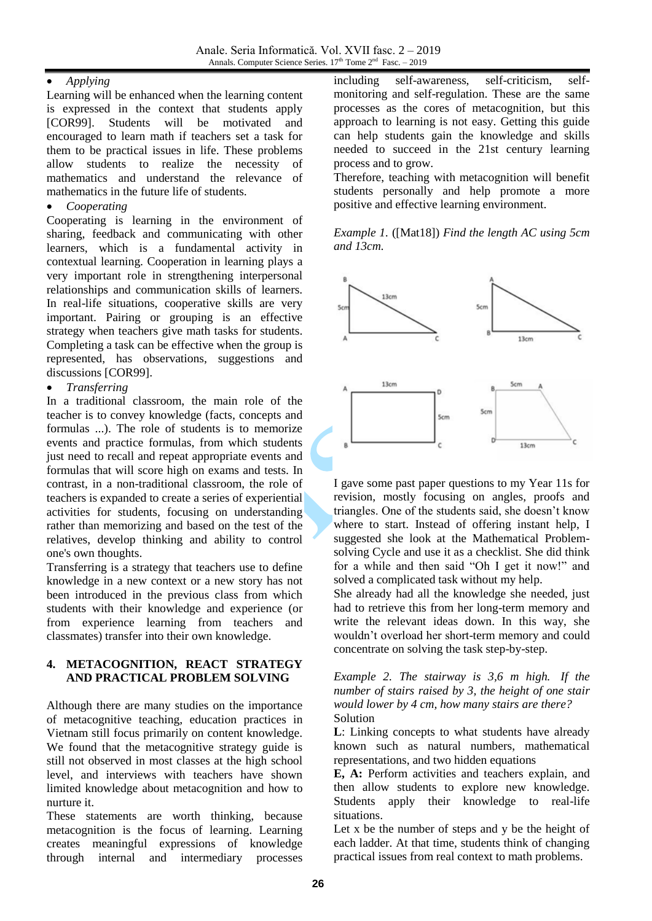- *Applying*

Learning will be enhanced when the learning content is expressed in the context that students apply [COR99]. Students will be motivated and encouraged to learn math if teachers set a task for them to be practical issues in life. These problems allow students to realize the necessity of mathematics and understand the relevance of mathematics in the future life of students.

- *Cooperating*

Cooperating is learning in the environment of sharing, feedback and communicating with other learners, which is a fundamental activity in contextual learning. Cooperation in learning plays a very important role in strengthening interpersonal relationships and communication skills of learners. In real-life situations, cooperative skills are very important. Pairing or grouping is an effective strategy when teachers give math tasks for students. Completing a task can be effective when the group is represented, has observations, suggestions and discussions [COR99].

- *Transferring*

In a traditional classroom, the main role of the teacher is to convey knowledge (facts, concepts and formulas ...). The role of students is to memorize events and practice formulas, from which students just need to recall and repeat appropriate events and formulas that will score high on exams and tests. In contrast, in a non-traditional classroom, the role of teachers is expanded to create a series of experiential activities for students, focusing on understanding rather than memorizing and based on the test of the relatives, develop thinking and ability to control one's own thoughts.

Transferring is a strategy that teachers use to define knowledge in a new context or a new story has not been introduced in the previous class from which students with their knowledge and experience (or from experience learning from teachers and classmates) transfer into their own knowledge.

## 4. METACOGNITION, REACT STRATEGY AND PRACTICAL PROBLEM SOLVING

Although there are many studies on the importance of metacognitive teaching, education practices in Vietnam still focus primarily on content knowledge. We found that the metacognitive strategy guide is still not observed in most classes at the high school level, and interviews with teachers have shown limited knowledge about metacognition and how to nurture it.

These statements are worth thinking, because metacognition is the focus of learning. Learning creates meaningful expressions of knowledge through internal and intermediary processes including self-awareness, self-criticism, self-monitoring and self-regulation. These are the same processes as the cores of metacognition, but this approach to learning is not easy. Getting this guide can help students gain the knowledge and skills needed to succeed in the 21st century learning process and to grow.

Therefore, teaching with metacognition will benefit students personally and help promote a more positive and effective learning environment.

*Example 1.* ([Mat18]) *Find the length AC using 5cm and 13cm.*

I gave some past paper questions to my Year 11s for revision, mostly focusing on angles, proofs and triangles. One of the students said, she doesn't know where to start. Instead of offering instant help, I suggested she look at the Mathematical Problem-solving Cycle and use it as a checklist. She did think for a while and then said "Oh I get it now!" and solved a complicated task without my help.

She already had all the knowledge she needed, just had to retrieve this from her long-term memory and write the relevant ideas down. In this way, she wouldn't overload her short-term memory and could concentrate on solving the task step-by-step.

*Example 2. The stairway is 3,6 m high. If the number of stairs raised by 3, the height of one stair would lower by 4 cm, how many stairs are there?*

Solution

**L**: Linking concepts to what students have already known such as natural numbers, mathematical representations, and two hidden equations

**E, A:** Perform activities and teachers explain, and then allow students to explore new knowledge. Students apply their knowledge to real-life situations.

Let x be the number of steps and y be the height of each ladder. At that time, students think of changing practical issues from real context to math problems.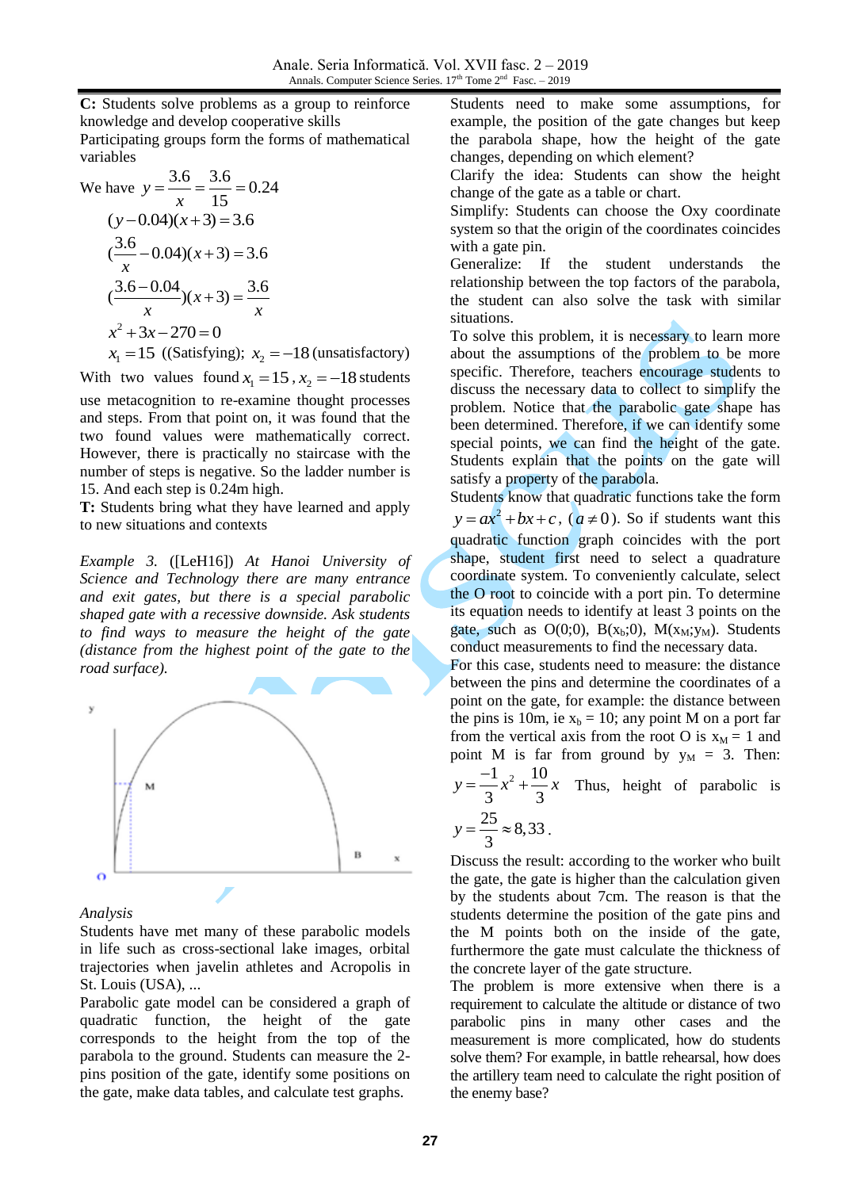**C:** Students solve problems as a group to reinforce knowledge and develop cooperative skills

Participating groups form the forms of mathematical variables

We have $y = \frac{3.6}{x} = \frac{3.6}{15} = 0.24$

$$(y - 0.04)(x + 3) = 3.6$$

$$(\frac{3.6}{x} - 0.04)(x + 3) = 3.6$$

$$(\frac{3.6 - 0.04}{x})(x + 3) = \frac{3.6}{x}$$

$$x^2 + 3x - 270 = 0$$

$x_1 = 15$ ((Satisfying); $x_2 = -18$ (unsatisfactory)

With two values found $x_1 = 15$, $x_2 = -18$ students use metacognition to re-examine thought processes and steps. From that point on, it was found that the two found values were mathematically correct. However, there is practically no staircase with the number of steps is negative. So the ladder number is 15. And each step is 0.24m high.

**T:** Students bring what they have learned and apply to new situations and contexts

*Example 3.* ([LeH16]) *At Hanoi University of Science and Technology there are many entrance and exit gates, but there is a special parabolic shaped gate with a recessive downside. Ask students to find ways to measure the height of the gate (distance from the highest point of the gate to the road surface).*

*Analysis*

Students have met many of these parabolic models in life such as cross-sectional lake images, orbital trajectories when javelin athletes and Acropolis in St. Louis (USA), ...

Parabolic gate model can be considered a graph of quadratic function, the height of the gate corresponds to the height from the top of the parabola to the ground. Students can measure the 2-pins position of the gate, identify some positions on the gate, make data tables, and calculate test graphs.

Students need to make some assumptions, for example, the position of the gate changes but keep the parabola shape, how the height of the gate changes, depending on which element?

Clarify the idea: Students can show the height change of the gate as a table or chart.

Simplify: Students can choose the Oxy coordinate system so that the origin of the coordinates coincides with a gate pin.

Generalize: If the student understands the relationship between the top factors of the parabola, the student can also solve the task with similar situations.

To solve this problem, it is necessary to learn more about the assumptions of the problem to be more specific. Therefore, teachers encourage students to discuss the necessary data to collect to simplify the problem. Notice that the parabolic gate shape has been determined. Therefore, if we can identify some special points, we can find the height of the gate. Students explain that the points on the gate will satisfy a property of the parabola.

Students know that quadratic functions take the form $y = ax^2 + bx + c$, $(a \neq 0)$. So if students want this quadratic function graph coincides with the port shape, student first need to select a quadrature coordinate system. To conveniently calculate, select the O root to coincide with a port pin. To determine its equation needs to identify at least 3 points on the gate, such as O(0;0), B($x_b$;0), M($x_M$;$y_M$). Students conduct measurements to find the necessary data.

For this case, students need to measure: the distance between the pins and determine the coordinates of a point on the gate, for example: the distance between the pins is 10m, ie $x_b = 10$; any point M on a port far from the vertical axis from the root O is $x_M = 1$ and point M is far from ground by $y_M = 3$. Then: $y = \frac{-1}{3}x^2 + \frac{10}{3}x$ Thus, height of parabolic is $y = \frac{25}{3} \approx 8,33$.

Discuss the result: according to the worker who built the gate, the gate is higher than the calculation given by the students about 7cm. The reason is that the students determine the position of the gate pins and the M points both on the inside of the gate, furthermore the gate must calculate the thickness of the concrete layer of the gate structure.

The problem is more extensive when there is a requirement to calculate the altitude or distance of two parabolic pins in many other cases and the measurement is more complicated, how do students solve them? For example, in battle rehearsal, how does the artillery team need to calculate the right position of the enemy base?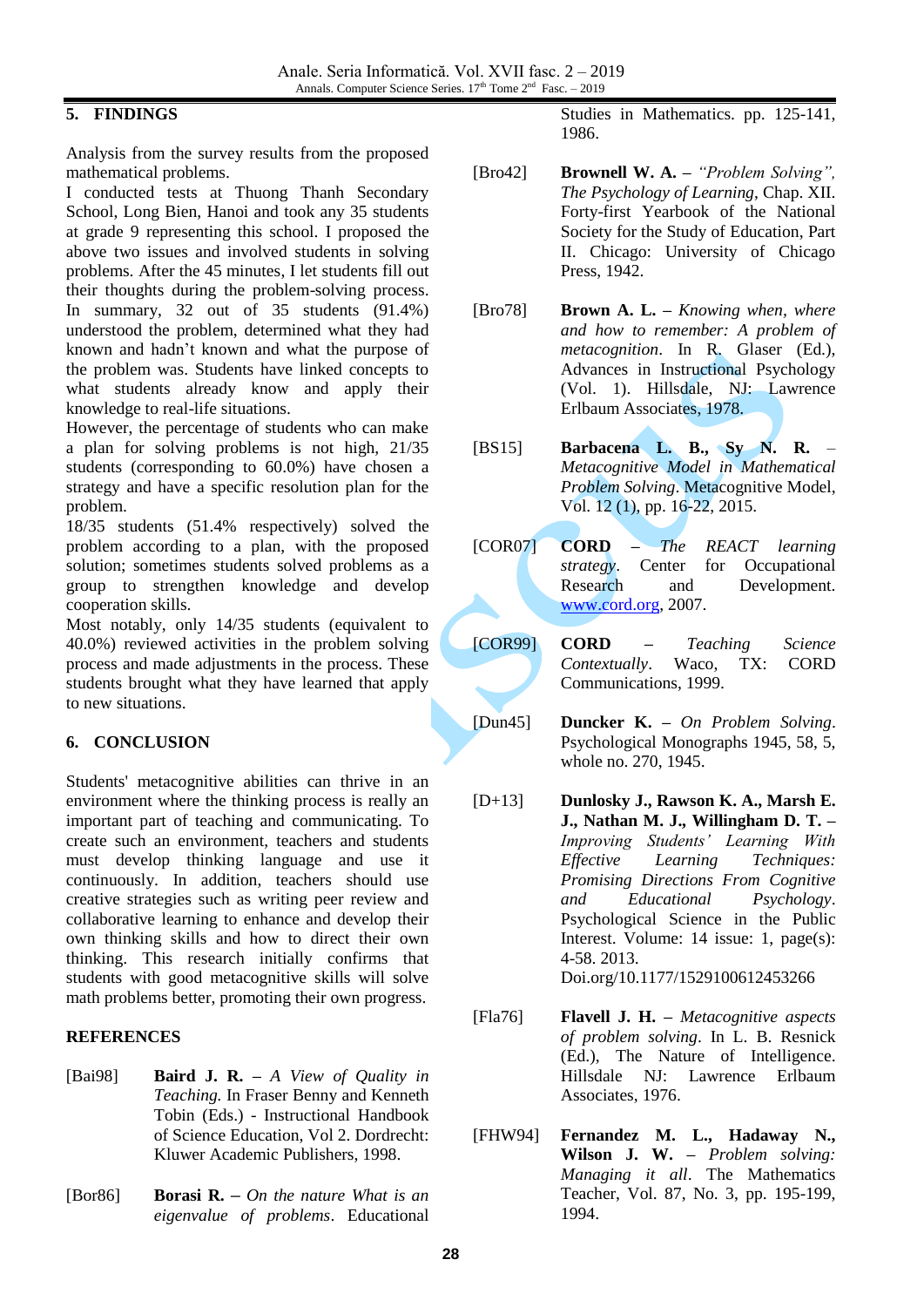## 5. FINDINGS

Analysis from the survey results from the proposed mathematical problems.

I conducted tests at Thuong Thanh Secondary School, Long Bien, Hanoi and took any 35 students at grade 9 representing this school. I proposed the above two issues and involved students in solving problems. After the 45 minutes, I let students fill out their thoughts during the problem-solving process.

In summary, 32 out of 35 students (91.4%) understood the problem, determined what they had known and hadn't known and what the purpose of the problem was. Students have linked concepts to what students already know and apply their knowledge to real-life situations.

However, the percentage of students who can make a plan for solving problems is not high, 21/35 students (corresponding to 60.0%) have chosen a strategy and have a specific resolution plan for the problem.

18/35 students (51.4% respectively) solved the problem according to a plan, with the proposed solution; sometimes students solved problems as a group to strengthen knowledge and develop cooperation skills.

Most notably, only 14/35 students (equivalent to 40.0%) reviewed activities in the problem solving process and made adjustments in the process. These students brought what they have learned that apply to new situations.

## 6. CONCLUSION

Students' metacognitive abilities can thrive in an environment where the thinking process is really an important part of teaching and communicating. To create such an environment, teachers and students must develop thinking language and use it continuously. In addition, teachers should use creative strategies such as writing peer review and collaborative learning to enhance and develop their own thinking skills and how to direct their own thinking. This research initially confirms that students with good metacognitive skills will solve math problems better, promoting their own progress.

## REFERENCES

[Bai98] **Baird J. R.** – *A View of Quality in Teaching.* In Fraser Benny and Kenneth Tobin (Eds.) - Instructional Handbook of Science Education, Vol 2. Dordrecht: Kluwer Academic Publishers, 1998.

[Bor86] **Borasi R.** – *On the nature What is an eigenvalue of problems*. Educational Studies in Mathematics. pp. 125-141, 1986.

[Bro42] **Brownell W. A.** – *"Problem Solving", The Psychology of Learning*, Chap. XII. Forty-first Yearbook of the National Society for the Study of Education, Part II. Chicago: University of Chicago Press, 1942.

[Bro78] **Brown A. L.** – *Knowing when, where and how to remember: A problem of metacognition*. In R. Glaser (Ed.), Advances in Instructional Psychology (Vol. 1). Hillsdale, NJ: Lawrence Erlbaum Associates, 1978.

[BS15] **Barbacena L. B., Sy N. R.** – *Metacognitive Model in Mathematical Problem Solving*. Metacognitive Model, Vol. 12 (1), pp. 16-22, 2015.

[COR07] **CORD** – *The REACT learning strategy*. Center for Occupational Research and Development. www.cord.org, 2007.

[COR99] **CORD** – *Teaching Science Contextually*. Waco, TX: CORD Communications, 1999.

[Dun45] **Duncker K.** – *On Problem Solving*. Psychological Monographs 1945, 58, 5, whole no. 270, 1945.

[D+13] **Dunlosky J., Rawson K. A., Marsh E. J., Nathan M. J., Willingham D. T.** – *Improving Students' Learning With Effective Learning Techniques: Promising Directions From Cognitive and Educational Psychology*. Psychological Science in the Public Interest. Volume: 14 issue: 1, page(s): 4-58. 2013. Doi.org/10.1177/1529100612453266

[Fla76] **Flavell J. H.** – *Metacognitive aspects of problem solving*. In L. B. Resnick (Ed.), The Nature of Intelligence. Hillsdale NJ: Lawrence Erlbaum Associates, 1976.

[FHW94] **Fernandez M. L., Hadaway N., Wilson J. W.** – *Problem solving: Managing it all*. The Mathematics Teacher, Vol. 87, No. 3, pp. 195-199, 1994.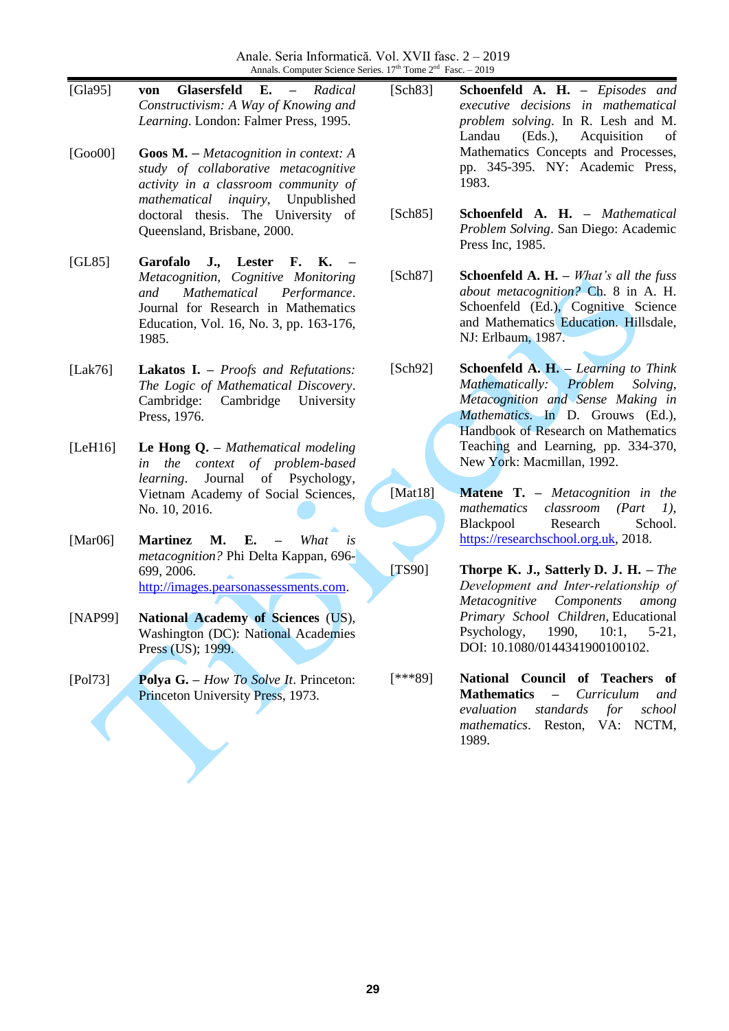[Gla95] **von Glasersfeld E.** – *Radical Constructivism: A Way of Knowing and Learning*. London: Falmer Press, 1995.

[Goo00] **Goos M.** – *Metacognition in context: A study of collaborative metacognitive activity in a classroom community of mathematical inquiry*, Unpublished doctoral thesis. The University of Queensland, Brisbane, 2000.

[GL85] **Garofalo J., Lester F. K.** – *Metacognition, Cognitive Monitoring and Mathematical Performance*. Journal for Research in Mathematics Education, Vol. 16, No. 3, pp. 163-176, 1985.

[Lak76] **Lakatos I.** – *Proofs and Refutations: The Logic of Mathematical Discovery*. Cambridge: Cambridge University Press, 1976.

[LeH16] **Le Hong Q.** – *Mathematical modeling in the context of problem-based learning*. Journal of Psychology, Vietnam Academy of Social Sciences, No. 10, 2016.

[Mar06] **Martinez M. E.** – *What is metacognition?* Phi Delta Kappan, 696-699, 2006. http://images.pearsonassessments.com.

[NAP99] **National Academy of Sciences** (US), Washington (DC): National Academies Press (US); 1999.

[Pol73] **Polya G.** – *How To Solve It*. Princeton: Princeton University Press, 1973.

[Sch83] **Schoenfeld A. H.** – *Episodes and executive decisions in mathematical problem solving*. In R. Lesh and M. Landau (Eds.), Acquisition of Mathematics Concepts and Processes, pp. 345-395. NY: Academic Press, 1983.

[Sch85] **Schoenfeld A. H.** – *Mathematical Problem Solving*. San Diego: Academic Press Inc, 1985.

[Sch87] **Schoenfeld A. H.** – *What's all the fuss about metacognition?* Ch. 8 in A. H. Schoenfeld (Ed.), Cognitive Science and Mathematics Education. Hillsdale, NJ: Erlbaum, 1987.

[Sch92] **Schoenfeld A. H.** – *Learning to Think Mathematically: Problem Solving, Metacognition and Sense Making in Mathematics*. In D. Grouws (Ed.), Handbook of Research on Mathematics Teaching and Learning, pp. 334-370, New York: Macmillan, 1992.

[Mat18] **Matene T.** – *Metacognition in the mathematics classroom (Part 1)*, Blackpool Research School. https://researchschool.org.uk, 2018.

[TS90] **Thorpe K. J., Satterly D. J. H.** – *The Development and Inter-relationship of Metacognitive Components among Primary School Children*, Educational Psychology, 1990, 10:1, 5-21, DOI: 10.1080/0144341900100102.

[***89] **National Council of Teachers of Mathematics** – *Curriculum and evaluation standards for school mathematics*. Reston, VA: NCTM, 1989.